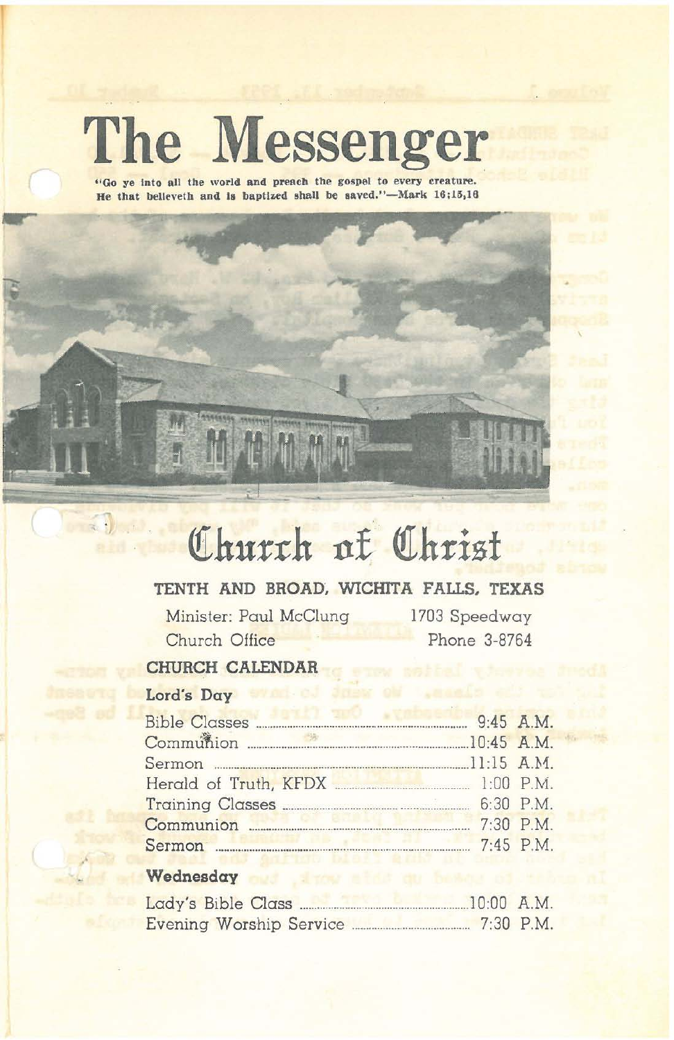# The Messenger

"Go ye into all the world and preach the gospel to every creature. He that believeth and is baptized shall be saved."—Mark 16;15,16

## Church of Christ

**TENTH AND BROAD, WICHITA FALLS, TEXAS**

Minister: Paul McClung — 1703 Speedway

Church Office — Phone 3-8764

### CHURCH CALENDAR

**Lord's Day**

| | |
|---|---|
| Bible Classes | 9:45 A.M. |
| Communion | 10:45 A.M. |
| Sermon | 11:15 A.M. |
| Herald of Truth, KFDX | 1:00 P.M. |
| Training Classes | 6:30 P.M. |
| Communion | 7:30 P.M. |
| Sermon | 7:45 P.M. |

**Wednesday**

| | |
|---|---|
| Lady's Bible Class | 10:00 A.M. |
| Evening Worship Service | 7:30 P.M. |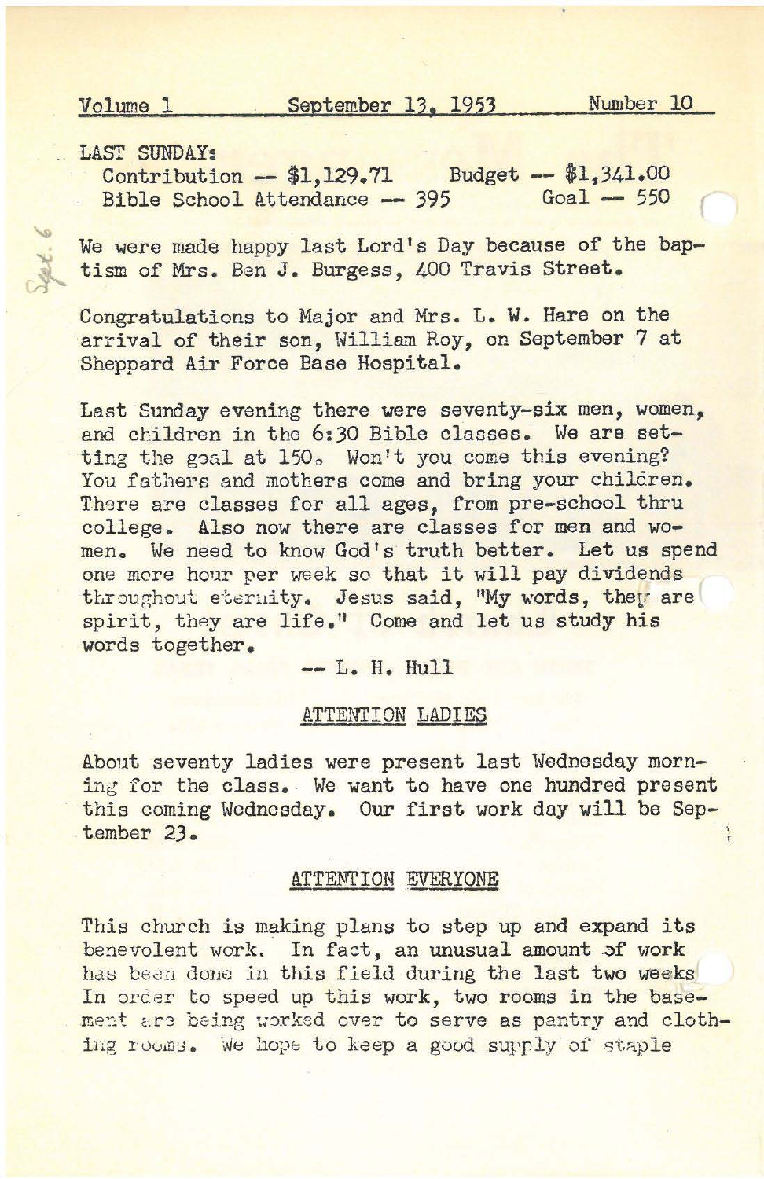Volume 1 September 13, 1953 Number 10

LAST SUNDAY:
Contribution -- $1,129.71 Budget -- $1,341.00
Bible School Attendance -- 395 Goal -- 550

Sept. 6

We were made happy last Lord's Day because of the baptism of Mrs. Ben J. Burgess, 400 Travis Street.

Congratulations to Major and Mrs. L. W. Hare on the arrival of their son, William Roy, on September 7 at Sheppard Air Force Base Hospital.

Last Sunday evening there were seventy-six men, women, and children in the 6:30 Bible classes. We are setting the goal at 150. Won't you come this evening? You fathers and mothers come and bring your children. There are classes for all ages, from pre-school thru college. Also now there are classes for men and women. We need to know God's truth better. Let us spend one more hour per week so that it will pay dividends throughout eternity. Jesus said, "My words, they are spirit, they are life." Come and let us study his words together.

-- L. H. Hull

## ATTENTION LADIES

About seventy ladies were present last Wednesday morning for the class. We want to have one hundred present this coming Wednesday. Our first work day will be September 23.

## ATTENTION EVERYONE

This church is making plans to step up and expand its benevolent work. In fact, an unusual amount of work has been done in this field during the last two weeks In order to speed up this work, two rooms in the basement are being worked over to serve as pantry and clothing rooms. We hope to keep a good supply of staple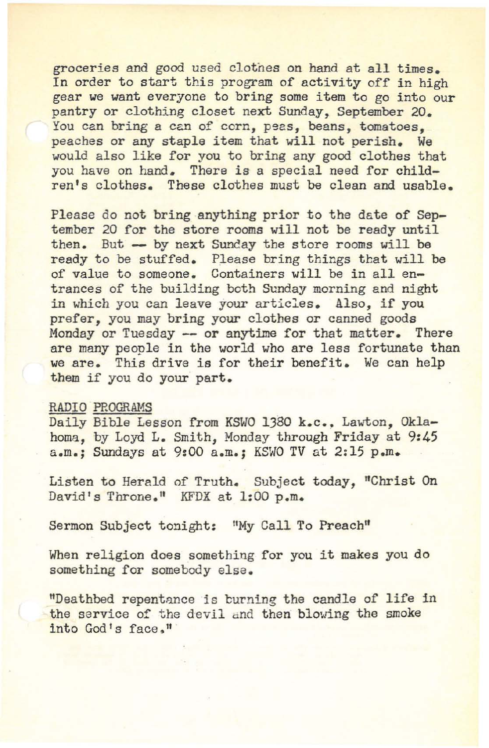groceries and good used clothes on hand at all times. In order to start this program of activity off in high gear we want everyone to bring some item to go into our pantry or clothing closet next Sunday, September 20. You can bring a can of corn, peas, beans, tomatoes, peaches or any staple item that will not perish. We would also like for you to bring any good clothes that you have on hand. There is a special need for children's clothes. These clothes must be clean and usable.

Please do not bring anything prior to the date of September 20 for the store rooms will not be ready until then. But -- by next Sunday the store rooms will be ready to be stuffed. Please bring things that will be of value to someone. Containers will be in all entrances of the building both Sunday morning and night in which you can leave your articles. Also, if you prefer, you may bring your clothes or canned goods Monday or Tuesday -- or anytime for that matter. There are many people in the world who are less fortunate than we are. This drive is for their benefit. We can help them if you do your part.

<u>RADIO PROGRAMS</u>

Daily Bible Lesson from KSWO 1380 k.c., Lawton, Oklahoma, by Loyd L. Smith, Monday through Friday at 9:45 a.m.; Sundays at 9:00 a.m.; KSWO TV at 2:15 p.m.

Listen to Herald of Truth. Subject today, "Christ On David's Throne." KFDX at 1:00 p.m.

Sermon Subject tonight: "My Call To Preach"

When religion does something for you it makes you do something for somebody else.

"Deathbed repentance is burning the candle of life in the service of the devil and then blowing the smoke into God's face."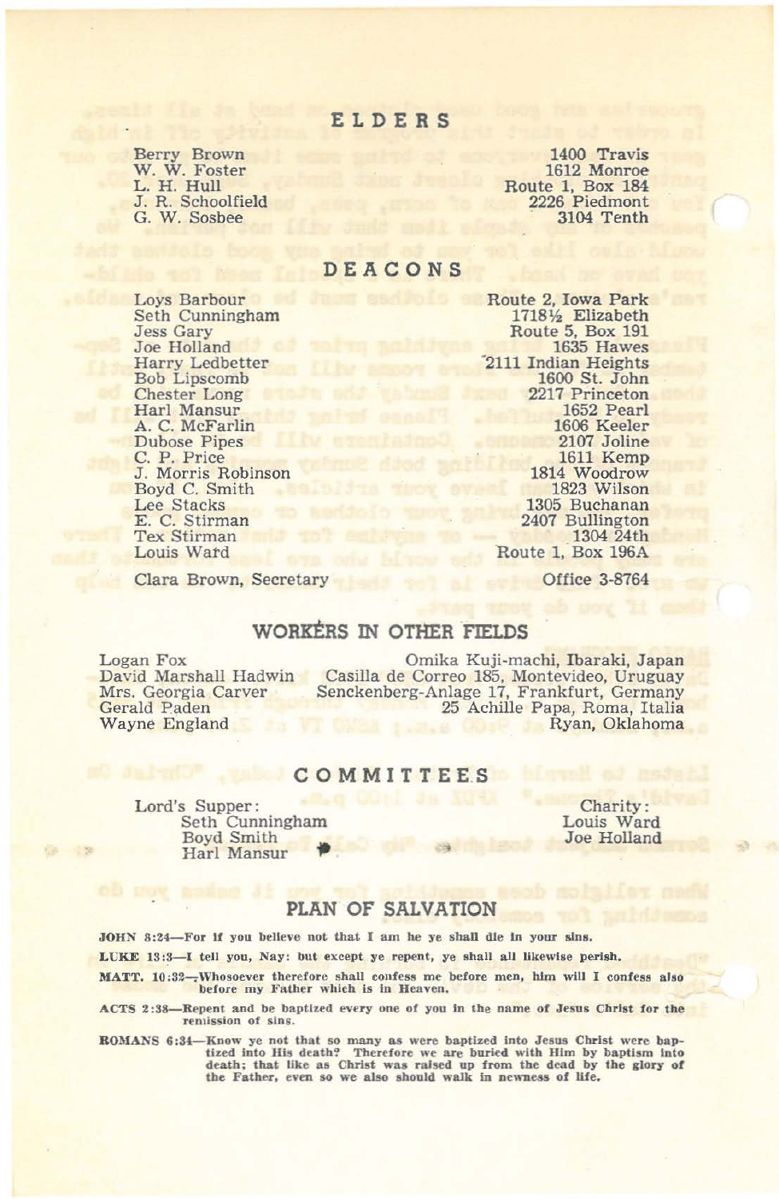## ELDERS

| | |
|---|---|
| Berry Brown | 1400 Travis |
| W. W. Foster | 1612 Monroe |
| L. H. Hull | Route 1, Box 184 |
| J. R. Schoolfield | 2226 Piedmont |
| G. W. Sosbee | 3104 Tenth |

## DEACONS

| | |
|---|---|
| Loys Barbour | Route 2, Iowa Park |
| Seth Cunningham | 1718½ Elizabeth |
| Jess Gary | Route 5, Box 191 |
| Joe Holland | 1635 Hawes |
| Harry Ledbetter | 2111 Indian Heights |
| Bob Lipscomb | 1600 St. John |
| Chester Long | 2217 Princeton |
| Harl Mansur | 1652 Pearl |
| A. C. McFarlin | 1606 Keeler |
| Dubose Pipes | 2107 Joline |
| C. P. Price | 1611 Kemp |
| J. Morris Robinson | 1814 Woodrow |
| Boyd C. Smith | 1823 Wilson |
| Lee Stacks | 1305 Buchanan |
| E. C. Stirman | 2407 Bullington |
| Tex Stirman | 1304 24th |
| Louis Ward | Route 1, Box 196A |
| Clara Brown, Secretary | Office 3-8764 |

## WORKERS IN OTHER FIELDS

| | |
|---|---|
| Logan Fox | Omika Kuji-machi, Ibaraki, Japan |
| David Marshall Hadwin | Casilla de Correo 185, Montevideo, Uruguay |
| Mrs. Georgia Carver | Senckenberg-Anlage 17, Frankfurt, Germany |
| Gerald Paden | 25 Achille Papa, Roma, Italia |
| Wayne England | Ryan, Oklahoma |

## COMMITTEES

Lord's Supper:
Seth Cunningham
Boyd Smith
Harl Mansur

Charity:
Louis Ward
Joe Holland

## PLAN OF SALVATION

**JOHN 8:24**—For if you believe not that I am he ye shall die in your sins.

**LUKE 13:3**—I tell you, Nay: but except ye repent, ye shall all likewise perish.

**MATT. 10:32**—Whosoever therefore shall confess me before men, him will I confess also before my Father which is in Heaven.

**ACTS 2:38**—Repent and be baptized every one of you in the name of Jesus Christ for the remission of sins.

**ROMANS 6:34**—Know ye not that so many as were baptized into Jesus Christ were baptized into His death? Therefore we are buried with Him by baptism into death; that like as Christ was raised up from the dead by the glory of the Father, even so we also should walk in newness of life.